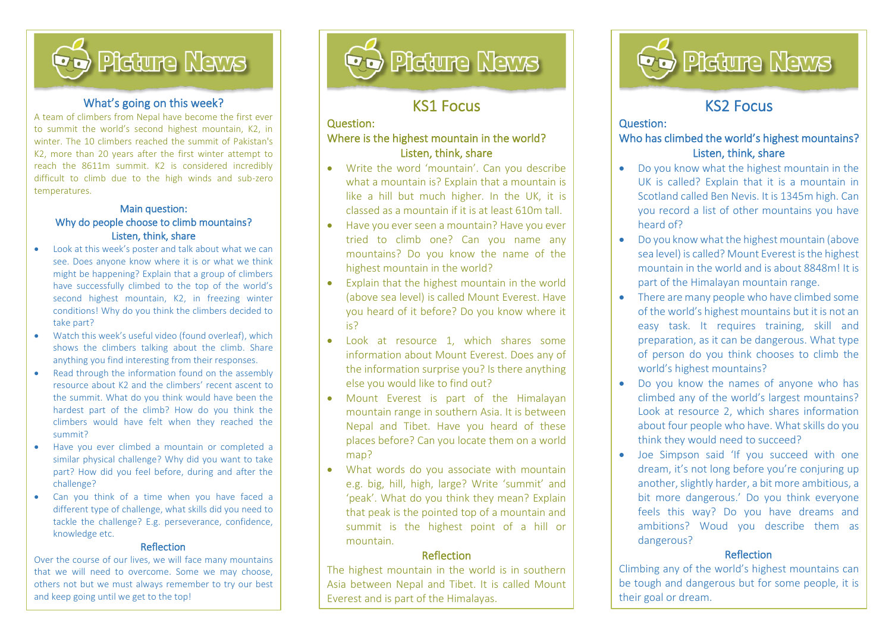# Picture News

## What's going on this week?

A team of climbers from Nepal have become the first ever to summit the world's second highest mountain, K2, in winter. The 10 climbers reached the summit of Pakistan's K2, more than 20 years after the first winter attempt to reach the 8611m summit. K2 is considered incredibly difficult to climb due to the high winds and sub-zero temperatures.

### Main question:
### Why do people choose to climb mountains?
### Listen, think, share

- Look at this week's poster and talk about what we can see. Does anyone know where it is or what we think might be happening? Explain that a group of climbers have successfully climbed to the top of the world's second highest mountain, K2, in freezing winter conditions! Why do you think the climbers decided to take part?
- Watch this week's useful video (found overleaf), which shows the climbers talking about the climb. Share anything you find interesting from their responses.
- Read through the information found on the assembly resource about K2 and the climbers' recent ascent to the summit. What do you think would have been the hardest part of the climb? How do you think the climbers would have felt when they reached the summit?
- Have you ever climbed a mountain or completed a similar physical challenge? Why did you want to take part? How did you feel before, during and after the challenge?
- Can you think of a time when you have faced a different type of challenge, what skills did you need to tackle the challenge? E.g. perseverance, confidence, knowledge etc.

### Reflection

Over the course of our lives, we will face many mountains that we will need to overcome. Some we may choose, others not but we must always remember to try our best and keep going until we get to the top!

# Picture News

## KS1 Focus

### Question:
### Where is the highest mountain in the world?
### Listen, think, share

- Write the word 'mountain'. Can you describe what a mountain is? Explain that a mountain is like a hill but much higher. In the UK, it is classed as a mountain if it is at least 610m tall.
- Have you ever seen a mountain? Have you ever tried to climb one? Can you name any mountains? Do you know the name of the highest mountain in the world?
- Explain that the highest mountain in the world (above sea level) is called Mount Everest. Have you heard of it before? Do you know where it is?
- Look at resource 1, which shares some information about Mount Everest. Does any of the information surprise you? Is there anything else you would like to find out?
- Mount Everest is part of the Himalayan mountain range in southern Asia. It is between Nepal and Tibet. Have you heard of these places before? Can you locate them on a world map?
- What words do you associate with mountain e.g. big, hill, high, large? Write 'summit' and 'peak'. What do you think they mean? Explain that peak is the pointed top of a mountain and summit is the highest point of a hill or mountain.

### Reflection

The highest mountain in the world is in southern Asia between Nepal and Tibet. It is called Mount Everest and is part of the Himalayas.

# Picture News

## KS2 Focus

### Question:
### Who has climbed the world's highest mountains?
### Listen, think, share

- Do you know what the highest mountain in the UK is called? Explain that it is a mountain in Scotland called Ben Nevis. It is 1345m high. Can you record a list of other mountains you have heard of?
- Do you know what the highest mountain (above sea level) is called? Mount Everest is the highest mountain in the world and is about 8848m! It is part of the Himalayan mountain range.
- There are many people who have climbed some of the world's highest mountains but it is not an easy task. It requires training, skill and preparation, as it can be dangerous. What type of person do you think chooses to climb the world's highest mountains?
- Do you know the names of anyone who has climbed any of the world's largest mountains? Look at resource 2, which shares information about four people who have. What skills do you think they would need to succeed?
- Joe Simpson said 'If you succeed with one dream, it's not long before you're conjuring up another, slightly harder, a bit more ambitious, a bit more dangerous.' Do you think everyone feels this way? Do you have dreams and ambitions? Woud you describe them as dangerous?

### Reflection

Climbing any of the world's highest mountains can be tough and dangerous but for some people, it is their goal or dream.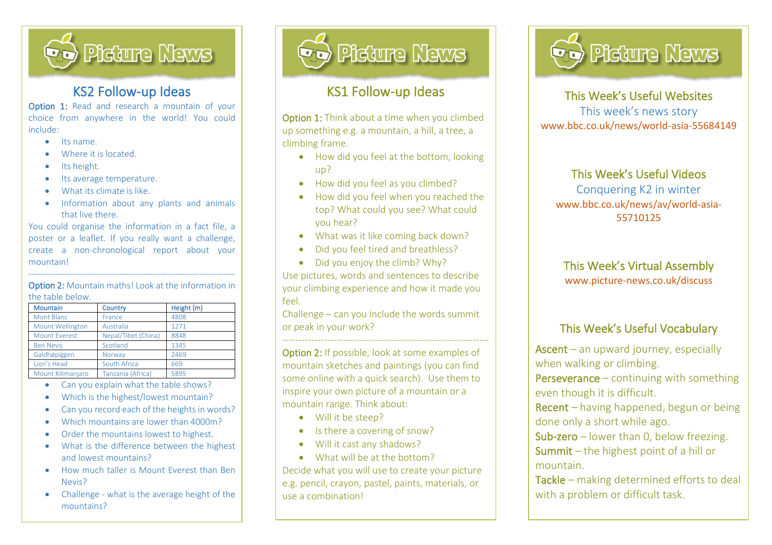# Picture News

## KS2 Follow-up Ideas

Option 1: Read and research a mountain of your choice from anywhere in the world! You could include:

- Its name.
- Where it is located.
- Its height.
- Its average temperature.
- What its climate is like.
- Information about any plants and animals that live there.

You could organise the information in a fact file, a poster or a leaflet. If you really want a challenge, create a non-chronological report about your mountain!

---

Option 2: Mountain maths! Look at the information in the table below.

| Mountain | Country | Height (m) |
|---|---|---|
| Mont Blanc | France | 4808 |
| Mount Wellington | Australia | 1271 |
| Mount Everest | Nepal/Tibet (China) | 8848 |
| Ben Nevis | Scotland | 1345 |
| Galdhøpiggen | Norway | 2469 |
| Lion's Head | South Africa | 669 |
| Mount Kilimanjaro | Tanzania (Africa) | 5895 |

- Can you explain what the table shows?
- Which is the highest/lowest mountain?
- Can you record each of the heights in words?
- Which mountains are lower than 4000m?
- Order the mountains lowest to highest.
- What is the difference between the highest and lowest mountains?
- How much taller is Mount Everest than Ben Nevis?
- Challenge - what is the average height of the mountains?

# Picture News

## KS1 Follow-up Ideas

Option 1: Think about a time when you climbed up something e.g. a mountain, a hill, a tree, a climbing frame.

- How did you feel at the bottom, looking up?
- How did you feel as you climbed?
- How did you feel when you reached the top? What could you see? What could you hear?
- What was it like coming back down?
- Did you feel tired and breathless?
- Did you enjoy the climb? Why?

Use pictures, words and sentences to describe your climbing experience and how it made you feel.

Challenge – can you include the words summit or peak in your work?

---

Option 2: If possible, look at some examples of mountain sketches and paintings (you can find some online with a quick search). Use them to inspire your own picture of a mountain or a mountain range. Think about:

- Will it be steep?
- Is there a covering of snow?
- Will it cast any shadows?
- What will be at the bottom?

Decide what you will use to create your picture e.g. pencil, crayon, pastel, paints, materials, or use a combination!

# Picture News

## This Week's Useful Websites

This week's news story

www.bbc.co.uk/news/world-asia-55684149

## This Week's Useful Videos

Conquering K2 in winter

www.bbc.co.uk/news/av/world-asia-55710125

## This Week's Virtual Assembly

www.picture-news.co.uk/discuss

## This Week's Useful Vocabulary

**Ascent** – an upward journey, especially when walking or climbing.

**Perseverance** – continuing with something even though it is difficult.

**Recent** – having happened, begun or being done only a short while ago.

**Sub-zero** – lower than 0, below freezing.

**Summit** – the highest point of a hill or mountain.

**Tackle** – making determined efforts to deal with a problem or difficult task.